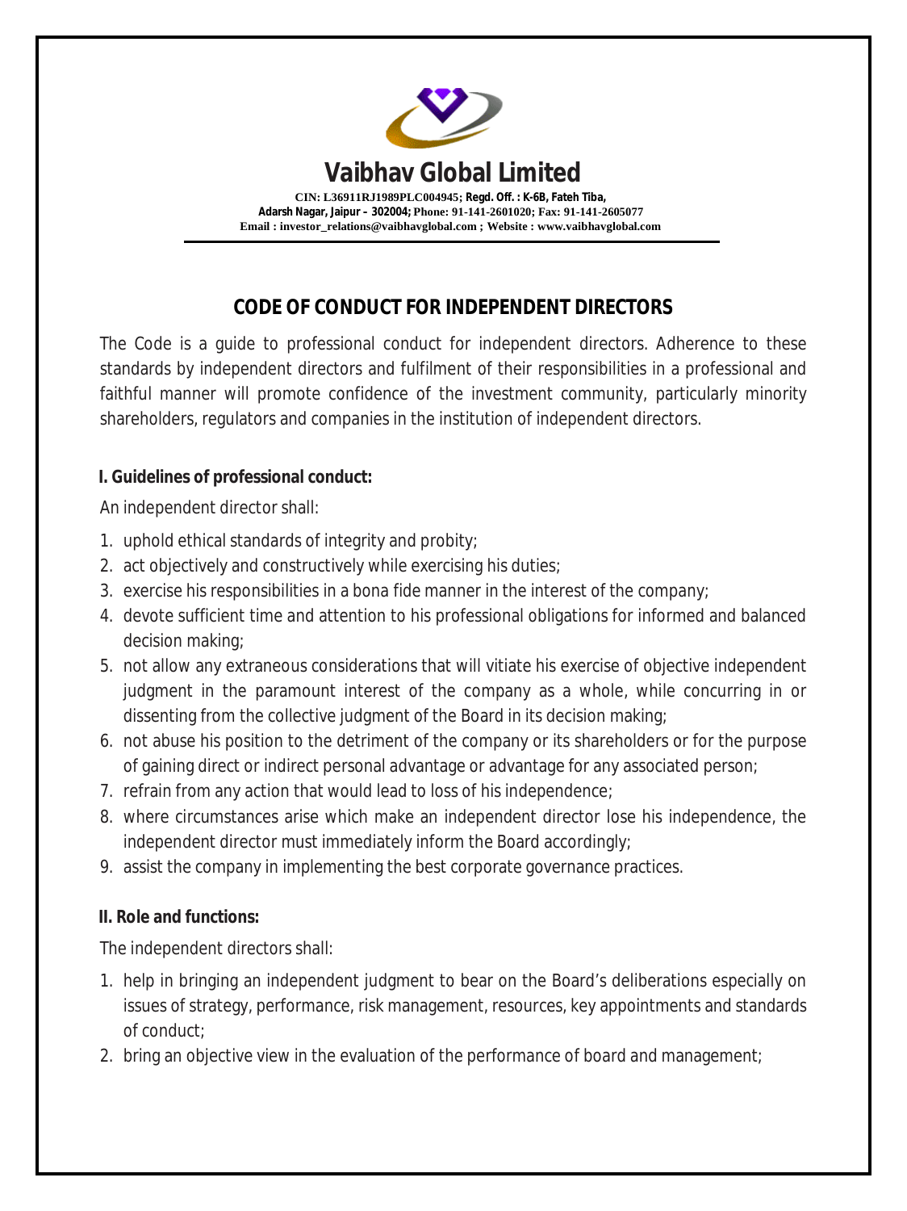# Vaibhav Global Limited

CIN: L36911RJ1989PLC004945; Regd. Off. : K-6B, Fateh Tiba,
Adarsh Nagar, Jaipur – 302004; Phone: 91-141-2601020; Fax: 91-141-2605077
Email : investor_relations@vaibhavglobal.com ; Website : www.vaibhavglobal.com

## CODE OF CONDUCT FOR INDEPENDENT DIRECTORS

The Code is a guide to professional conduct for independent directors. Adherence to these standards by independent directors and fulfilment of their responsibilities in a professional and faithful manner will promote confidence of the investment community, particularly minority shareholders, regulators and companies in the institution of independent directors.

### I. Guidelines of professional conduct:

An independent director shall:

1. uphold ethical standards of integrity and probity;
2. act objectively and constructively while exercising his duties;
3. exercise his responsibilities in a bona fide manner in the interest of the company;
4. devote sufficient time and attention to his professional obligations for informed and balanced decision making;
5. not allow any extraneous considerations that will vitiate his exercise of objective independent judgment in the paramount interest of the company as a whole, while concurring in or dissenting from the collective judgment of the Board in its decision making;
6. not abuse his position to the detriment of the company or its shareholders or for the purpose of gaining direct or indirect personal advantage or advantage for any associated person;
7. refrain from any action that would lead to loss of his independence;
8. where circumstances arise which make an independent director lose his independence, the independent director must immediately inform the Board accordingly;
9. assist the company in implementing the best corporate governance practices.

### II. Role and functions:

The independent directors shall:

1. help in bringing an independent judgment to bear on the Board's deliberations especially on issues of strategy, performance, risk management, resources, key appointments and standards of conduct;
2. bring an objective view in the evaluation of the performance of board and management;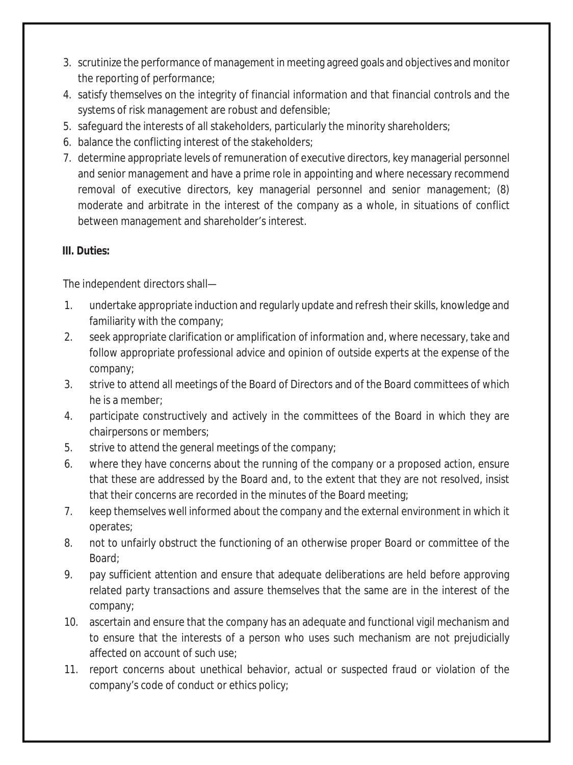3. scrutinize the performance of management in meeting agreed goals and objectives and monitor the reporting of performance;
4. satisfy themselves on the integrity of financial information and that financial controls and the systems of risk management are robust and defensible;
5. safeguard the interests of all stakeholders, particularly the minority shareholders;
6. balance the conflicting interest of the stakeholders;
7. determine appropriate levels of remuneration of executive directors, key managerial personnel and senior management and have a prime role in appointing and where necessary recommend removal of executive directors, key managerial personnel and senior management; (8) moderate and arbitrate in the interest of the company as a whole, in situations of conflict between management and shareholder's interest.

**III. Duties:**

The independent directors shall—

1. undertake appropriate induction and regularly update and refresh their skills, knowledge and familiarity with the company;
2. seek appropriate clarification or amplification of information and, where necessary, take and follow appropriate professional advice and opinion of outside experts at the expense of the company;
3. strive to attend all meetings of the Board of Directors and of the Board committees of which he is a member;
4. participate constructively and actively in the committees of the Board in which they are chairpersons or members;
5. strive to attend the general meetings of the company;
6. where they have concerns about the running of the company or a proposed action, ensure that these are addressed by the Board and, to the extent that they are not resolved, insist that their concerns are recorded in the minutes of the Board meeting;
7. keep themselves well informed about the company and the external environment in which it operates;
8. not to unfairly obstruct the functioning of an otherwise proper Board or committee of the Board;
9. pay sufficient attention and ensure that adequate deliberations are held before approving related party transactions and assure themselves that the same are in the interest of the company;
10. ascertain and ensure that the company has an adequate and functional vigil mechanism and to ensure that the interests of a person who uses such mechanism are not prejudicially affected on account of such use;
11. report concerns about unethical behavior, actual or suspected fraud or violation of the company's code of conduct or ethics policy;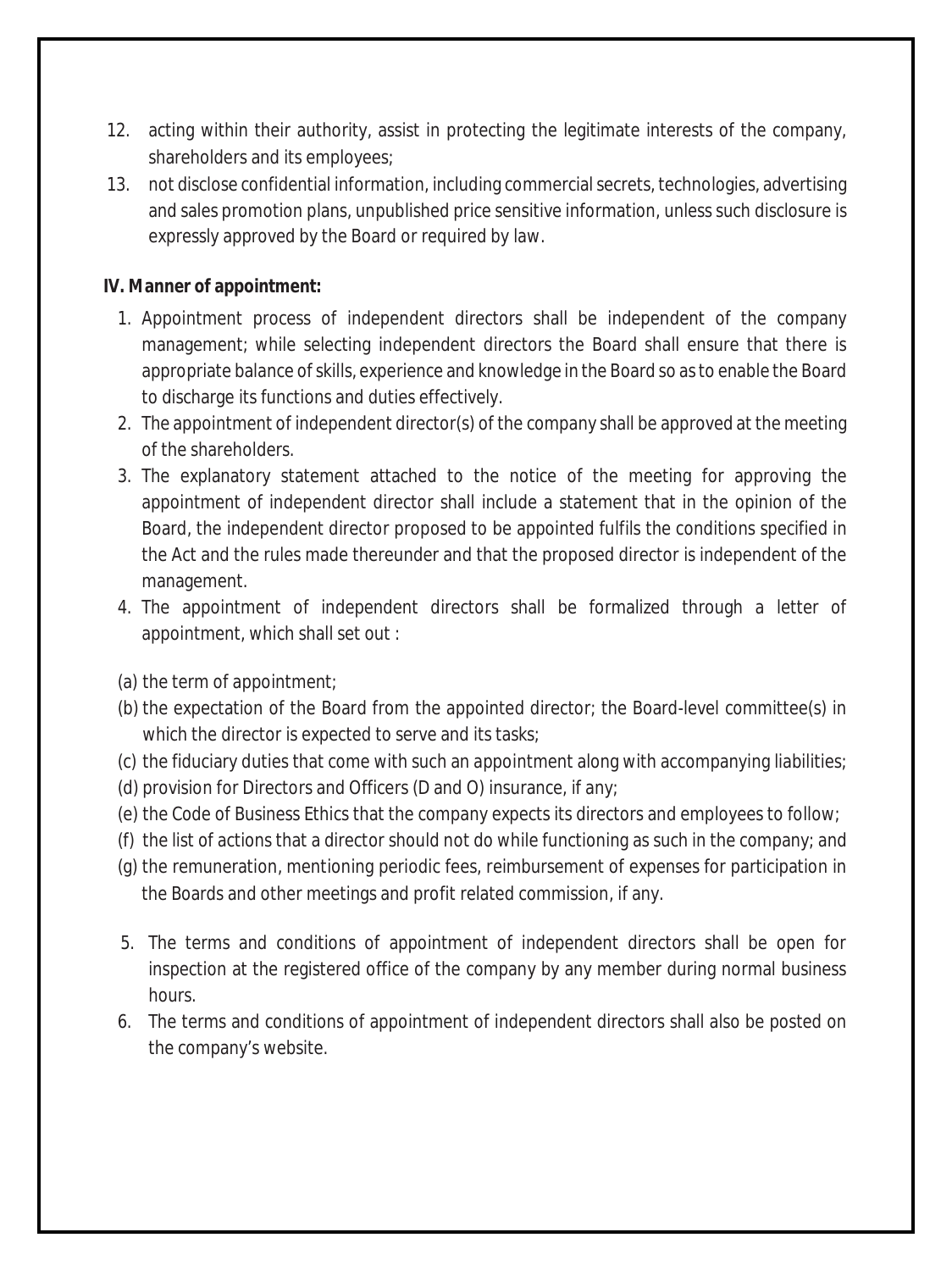12. acting within their authority, assist in protecting the legitimate interests of the company, shareholders and its employees;
13. not disclose confidential information, including commercial secrets, technologies, advertising and sales promotion plans, unpublished price sensitive information, unless such disclosure is expressly approved by the Board or required by law.

**IV. Manner of appointment:**

1. Appointment process of independent directors shall be independent of the company management; while selecting independent directors the Board shall ensure that there is appropriate balance of skills, experience and knowledge in the Board so as to enable the Board to discharge its functions and duties effectively.
2. The appointment of independent director(s) of the company shall be approved at the meeting of the shareholders.
3. The explanatory statement attached to the notice of the meeting for approving the appointment of independent director shall include a statement that in the opinion of the Board, the independent director proposed to be appointed fulfils the conditions specified in the Act and the rules made thereunder and that the proposed director is independent of the management.
4. The appointment of independent directors shall be formalized through a letter of appointment, which shall set out :

(a) the term of appointment;

(b) the expectation of the Board from the appointed director; the Board-level committee(s) in which the director is expected to serve and its tasks;

(c) the fiduciary duties that come with such an appointment along with accompanying liabilities;

(d) provision for Directors and Officers (D and O) insurance, if any;

(e) the Code of Business Ethics that the company expects its directors and employees to follow;

(f) the list of actions that a director should not do while functioning as such in the company; and

(g) the remuneration, mentioning periodic fees, reimbursement of expenses for participation in the Boards and other meetings and profit related commission, if any.

5. The terms and conditions of appointment of independent directors shall be open for inspection at the registered office of the company by any member during normal business hours.
6. The terms and conditions of appointment of independent directors shall also be posted on the company's website.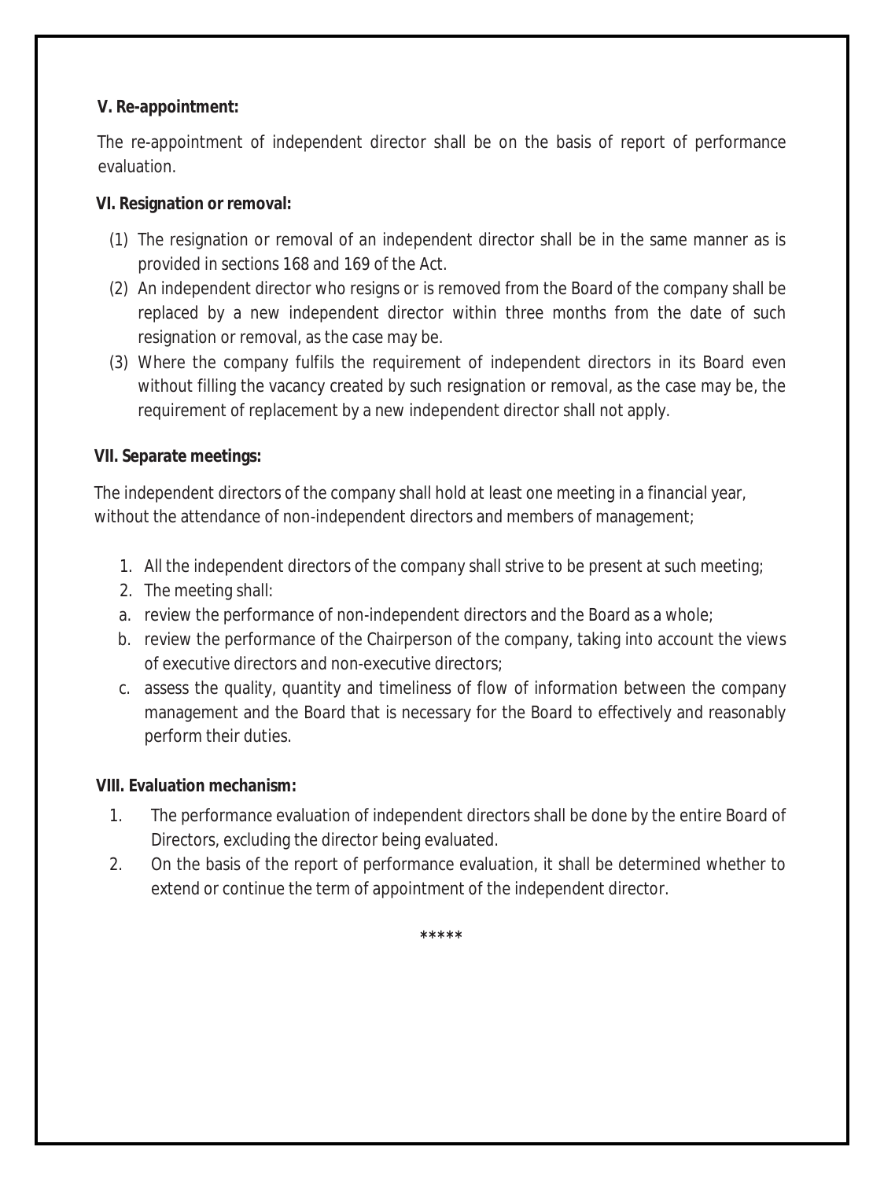**V. Re-appointment:**

The re-appointment of independent director shall be on the basis of report of performance evaluation.

**VI. Resignation or removal:**

(1) The resignation or removal of an independent director shall be in the same manner as is provided in sections 168 and 169 of the Act.

(2) An independent director who resigns or is removed from the Board of the company shall be replaced by a new independent director within three months from the date of such resignation or removal, as the case may be.

(3) Where the company fulfils the requirement of independent directors in its Board even without filling the vacancy created by such resignation or removal, as the case may be, the requirement of replacement by a new independent director shall not apply.

**VII. Separate meetings:**

The independent directors of the company shall hold at least one meeting in a financial year, without the attendance of non-independent directors and members of management;

1. All the independent directors of the company shall strive to be present at such meeting;
2. The meeting shall:

a. review the performance of non-independent directors and the Board as a whole;

b. review the performance of the Chairperson of the company, taking into account the views of executive directors and non-executive directors;

c. assess the quality, quantity and timeliness of flow of information between the company management and the Board that is necessary for the Board to effectively and reasonably perform their duties.

**VIII. Evaluation mechanism:**

1. The performance evaluation of independent directors shall be done by the entire Board of Directors, excluding the director being evaluated.
2. On the basis of the report of performance evaluation, it shall be determined whether to extend or continue the term of appointment of the independent director.

*****